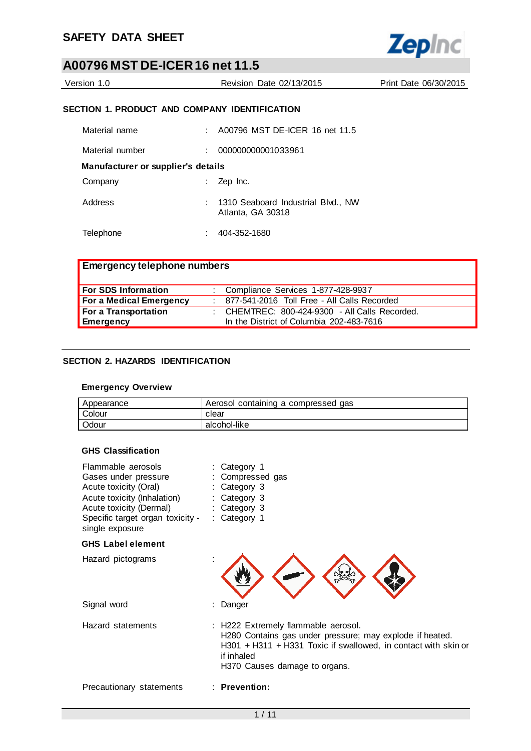# SAFETY DATA SHEET

## A00796 MST DE-ICER 16 net 11.5

Version 1.0 | Revision Date 02/13/2015 | Print Date 06/30/2015

### SECTION 1. PRODUCT AND COMPANY IDENTIFICATION

Material name : A00796 MST DE-ICER 16 net 11.5

Material number : 000000000001033961

**Manufacturer or supplier's details**

Company : Zep Inc.

Address : 1310 Seaboard Industrial Blvd., NW
Atlanta, GA 30318

Telephone : 404-352-1680

| **Emergency telephone numbers** | |
|---|---|
| **For SDS Information** | : Compliance Services 1-877-428-9937 |
| **For a Medical Emergency** | : 877-541-2016 Toll Free - All Calls Recorded |
| **For a Transportation Emergency** | : CHEMTREC: 800-424-9300 - All Calls Recorded. In the District of Columbia 202-483-7616 |

### SECTION 2. HAZARDS IDENTIFICATION

**Emergency Overview**

| Appearance | Aerosol containing a compressed gas |
|---|---|
| Colour | clear |
| Odour | alcohol-like |

**GHS Classification**

Flammable aerosols : Category 1
Gases under pressure : Compressed gas
Acute toxicity (Oral) : Category 3
Acute toxicity (Inhalation) : Category 3
Acute toxicity (Dermal) : Category 3
Specific target organ toxicity - single exposure : Category 1

**GHS Label element**

Hazard pictograms :

Signal word : Danger

Hazard statements : H222 Extremely flammable aerosol.
H280 Contains gas under pressure; may explode if heated.
H301 + H311 + H331 Toxic if swallowed, in contact with skin or if inhaled
H370 Causes damage to organs.

Precautionary statements : **Prevention:**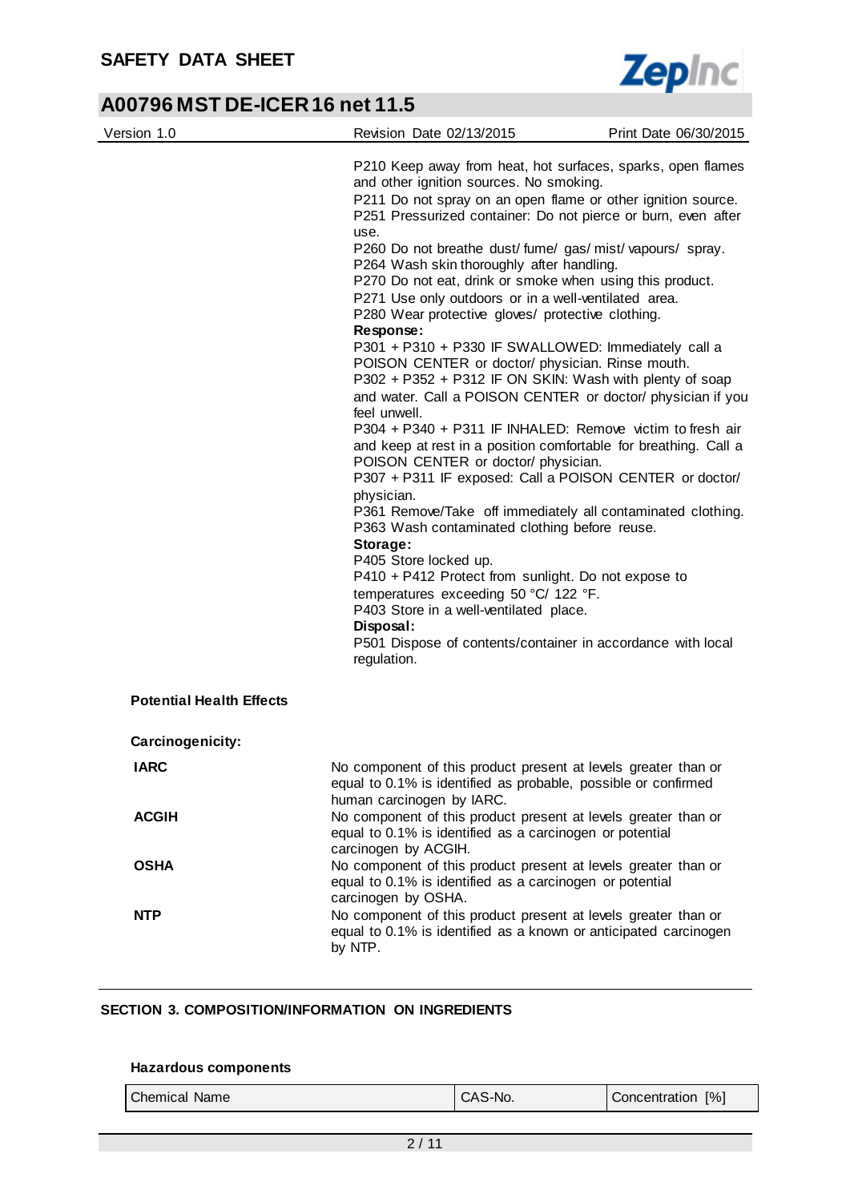P210 Keep away from heat, hot surfaces, sparks, open flames and other ignition sources. No smoking.
P211 Do not spray on an open flame or other ignition source.
P251 Pressurized container: Do not pierce or burn, even after use.
P260 Do not breathe dust/ fume/ gas/ mist/ vapours/ spray.
P264 Wash skin thoroughly after handling.
P270 Do not eat, drink or smoke when using this product.
P271 Use only outdoors or in a well-ventilated area.
P280 Wear protective gloves/ protective clothing.

**Response:**

P301 + P310 + P330 IF SWALLOWED: Immediately call a POISON CENTER or doctor/ physician. Rinse mouth.
P302 + P352 + P312 IF ON SKIN: Wash with plenty of soap and water. Call a POISON CENTER or doctor/ physician if you feel unwell.
P304 + P340 + P311 IF INHALED: Remove victim to fresh air and keep at rest in a position comfortable for breathing. Call a POISON CENTER or doctor/ physician.
P307 + P311 IF exposed: Call a POISON CENTER or doctor/ physician.
P361 Remove/Take off immediately all contaminated clothing.
P363 Wash contaminated clothing before reuse.

**Storage:**

P405 Store locked up.
P410 + P412 Protect from sunlight. Do not expose to temperatures exceeding 50 °C/ 122 °F.
P403 Store in a well-ventilated place.

**Disposal:**

P501 Dispose of contents/container in accordance with local regulation.

**Potential Health Effects**

**Carcinogenicity:**

**IARC**
No component of this product present at levels greater than or equal to 0.1% is identified as probable, possible or confirmed human carcinogen by IARC.

**ACGIH**
No component of this product present at levels greater than or equal to 0.1% is identified as a carcinogen or potential carcinogen by ACGIH.

**OSHA**
No component of this product present at levels greater than or equal to 0.1% is identified as a carcinogen or potential carcinogen by OSHA.

**NTP**
No component of this product present at levels greater than or equal to 0.1% is identified as a known or anticipated carcinogen by NTP.

## SECTION 3. COMPOSITION/INFORMATION ON INGREDIENTS

**Hazardous components**

| Chemical Name | CAS-No. | Concentration [%] |
|---|---|---|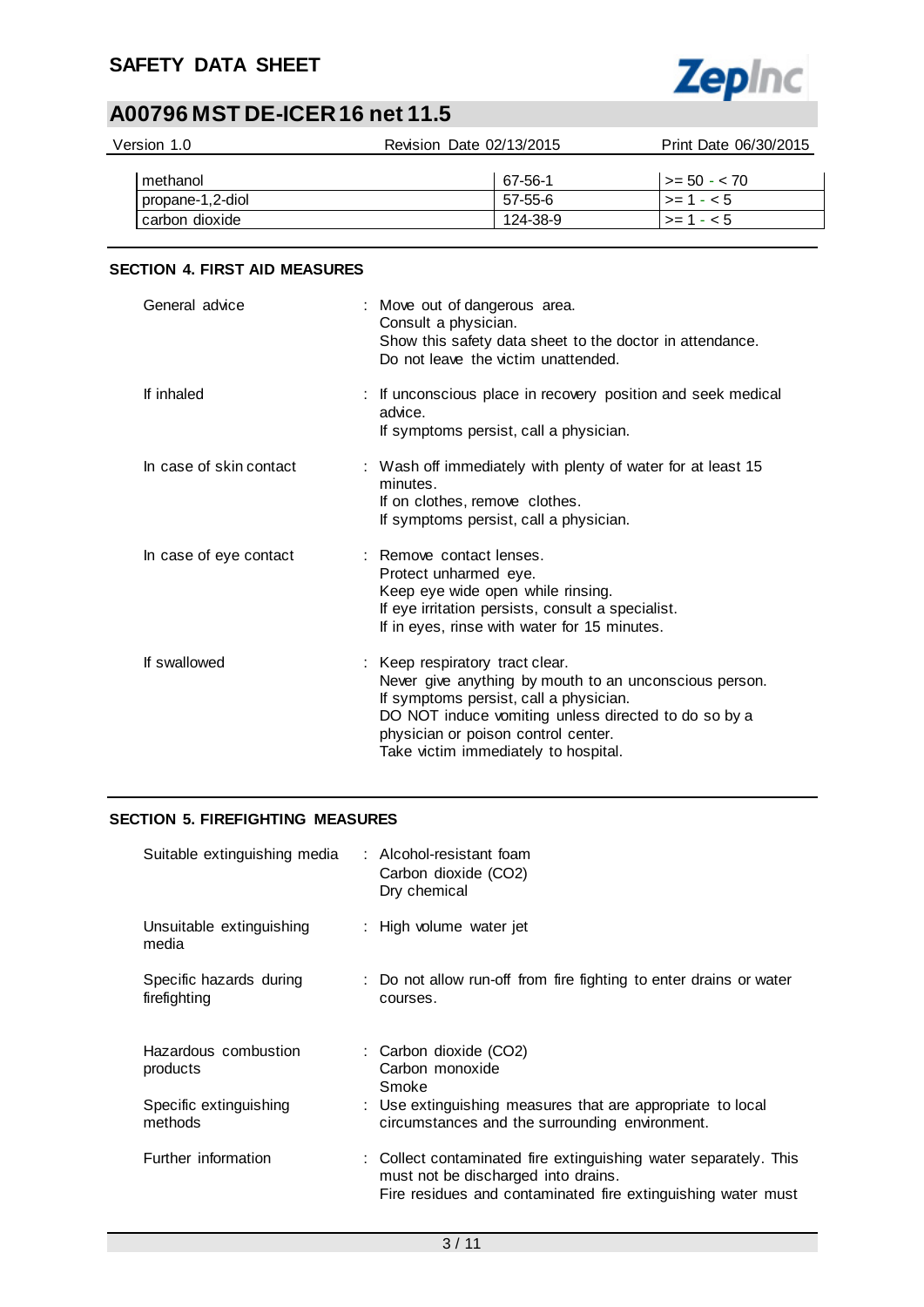| methanol | 67-56-1 | >= 50 - < 70 |
|---|---|---|
| propane-1,2-diol | 57-55-6 | >= 1 - < 5 |
| carbon dioxide | 124-38-9 | >= 1 - < 5 |

## SECTION 4. FIRST AID MEASURES

General advice : Move out of dangerous area.
Consult a physician.
Show this safety data sheet to the doctor in attendance.
Do not leave the victim unattended.

If inhaled : If unconscious place in recovery position and seek medical advice.
If symptoms persist, call a physician.

In case of skin contact : Wash off immediately with plenty of water for at least 15 minutes.
If on clothes, remove clothes.
If symptoms persist, call a physician.

In case of eye contact : Remove contact lenses.
Protect unharmed eye.
Keep eye wide open while rinsing.
If eye irritation persists, consult a specialist.
If in eyes, rinse with water for 15 minutes.

If swallowed : Keep respiratory tract clear.
Never give anything by mouth to an unconscious person.
If symptoms persist, call a physician.
DO NOT induce vomiting unless directed to do so by a physician or poison control center.
Take victim immediately to hospital.

## SECTION 5. FIREFIGHTING MEASURES

Suitable extinguishing media : Alcohol-resistant foam
Carbon dioxide ($CO_2$)
Dry chemical

Unsuitable extinguishing media : High volume water jet

Specific hazards during firefighting : Do not allow run-off from fire fighting to enter drains or water courses.

Hazardous combustion products : Carbon dioxide ($CO_2$)
Carbon monoxide
Smoke

Specific extinguishing methods : Use extinguishing measures that are appropriate to local circumstances and the surrounding environment.

Further information : Collect contaminated fire extinguishing water separately. This must not be discharged into drains.
Fire residues and contaminated fire extinguishing water must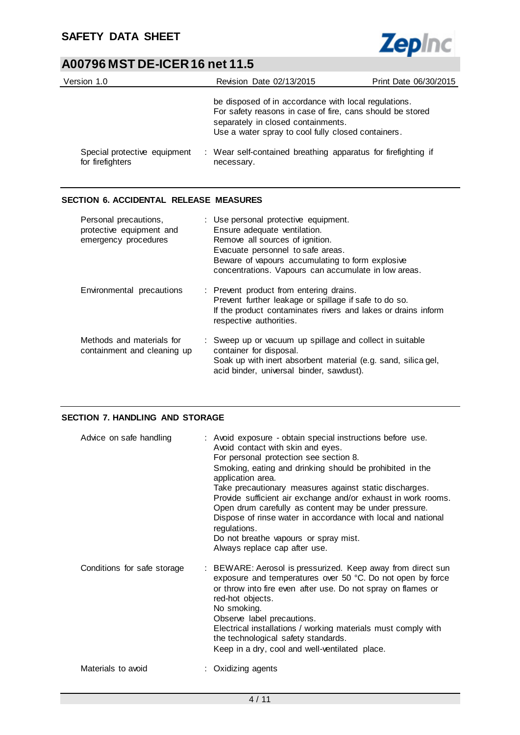| | |
|---|---|
| | be disposed of in accordance with local regulations.<br>For safety reasons in case of fire, cans should be stored separately in closed containments.<br>Use a water spray to cool fully closed containers. |
| Special protective equipment for firefighters | : Wear self-contained breathing apparatus for firefighting if necessary. |

## SECTION 6. ACCIDENTAL RELEASE MEASURES

| | |
|---|---|
| Personal precautions, protective equipment and emergency procedures | : Use personal protective equipment.<br>Ensure adequate ventilation.<br>Remove all sources of ignition.<br>Evacuate personnel to safe areas.<br>Beware of vapours accumulating to form explosive concentrations. Vapours can accumulate in low areas. |
| Environmental precautions | : Prevent product from entering drains.<br>Prevent further leakage or spillage if safe to do so.<br>If the product contaminates rivers and lakes or drains inform respective authorities. |
| Methods and materials for containment and cleaning up | : Sweep up or vacuum up spillage and collect in suitable container for disposal.<br>Soak up with inert absorbent material (e.g. sand, silica gel, acid binder, universal binder, sawdust). |

## SECTION 7. HANDLING AND STORAGE

| | |
|---|---|
| Advice on safe handling | : Avoid exposure - obtain special instructions before use.<br>Avoid contact with skin and eyes.<br>For personal protection see section 8.<br>Smoking, eating and drinking should be prohibited in the application area.<br>Take precautionary measures against static discharges.<br>Provide sufficient air exchange and/or exhaust in work rooms.<br>Open drum carefully as content may be under pressure.<br>Dispose of rinse water in accordance with local and national regulations.<br>Do not breathe vapours or spray mist.<br>Always replace cap after use. |
| Conditions for safe storage | : BEWARE: Aerosol is pressurized. Keep away from direct sun exposure and temperatures over 50 °C. Do not open by force or throw into fire even after use. Do not spray on flames or red-hot objects.<br>No smoking.<br>Observe label precautions.<br>Electrical installations / working materials must comply with the technological safety standards.<br>Keep in a dry, cool and well-ventilated place. |
| Materials to avoid | : Oxidizing agents |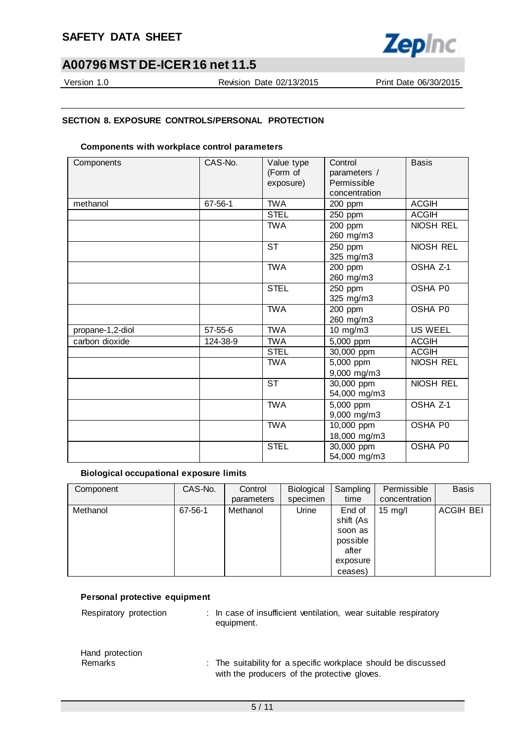## SECTION 8. EXPOSURE CONTROLS/PERSONAL PROTECTION

### Components with workplace control parameters

| Components | CAS-No. | Value type (Form of exposure) | Control parameters / Permissible concentration | Basis |
|---|---|---|---|---|
| methanol | 67-56-1 | TWA | 200 ppm | ACGIH |
| | | STEL | 250 ppm | ACGIH |
| | | TWA | 200 ppm 260 mg/m3 | NIOSH REL |
| | | ST | 250 ppm 325 mg/m3 | NIOSH REL |
| | | TWA | 200 ppm 260 mg/m3 | OSHA Z-1 |
| | | STEL | 250 ppm 325 mg/m3 | OSHA P0 |
| | | TWA | 200 ppm 260 mg/m3 | OSHA P0 |
| propane-1,2-diol | 57-55-6 | TWA | 10 mg/m3 | US WEEL |
| carbon dioxide | 124-38-9 | TWA | 5,000 ppm | ACGIH |
| | | STEL | 30,000 ppm | ACGIH |
| | | TWA | 5,000 ppm 9,000 mg/m3 | NIOSH REL |
| | | ST | 30,000 ppm 54,000 mg/m3 | NIOSH REL |
| | | TWA | 5,000 ppm 9,000 mg/m3 | OSHA Z-1 |
| | | TWA | 10,000 ppm 18,000 mg/m3 | OSHA P0 |
| | | STEL | 30,000 ppm 54,000 mg/m3 | OSHA P0 |

### Biological occupational exposure limits

| Component | CAS-No. | Control parameters | Biological specimen | Sampling time | Permissible concentration | Basis |
|---|---|---|---|---|---|---|
| Methanol | 67-56-1 | Methanol | Urine | End of shift (As soon as possible after exposure ceases) | 15 mg/l | ACGIH BEI |

### Personal protective equipment

Respiratory protection : In case of insufficient ventilation, wear suitable respiratory equipment.

Hand protection

Remarks : The suitability for a specific workplace should be discussed with the producers of the protective gloves.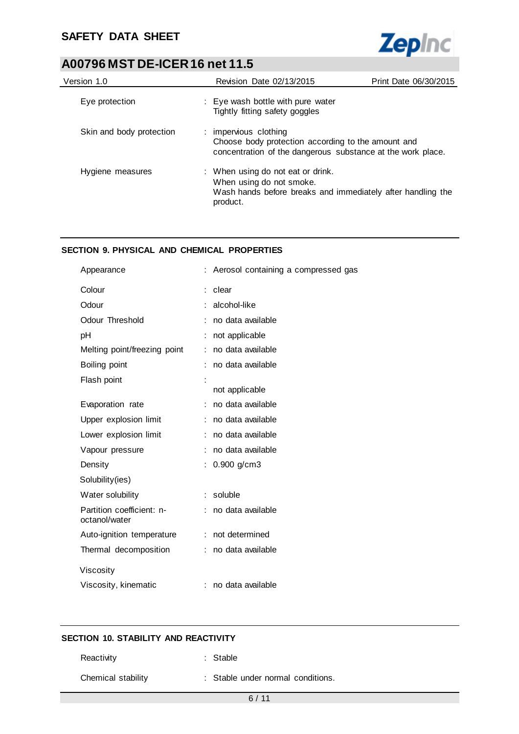| | |
|---|---|
| Eye protection | : Eye wash bottle with pure water<br>Tightly fitting safety goggles |
| Skin and body protection | : impervious clothing<br>Choose body protection according to the amount and concentration of the dangerous substance at the work place. |
| Hygiene measures | : When using do not eat or drink.<br>When using do not smoke.<br>Wash hands before breaks and immediately after handling the product. |

## SECTION 9. PHYSICAL AND CHEMICAL PROPERTIES

| | |
|---|---|
| Appearance | : Aerosol containing a compressed gas |
| Colour | : clear |
| Odour | : alcohol-like |
| Odour Threshold | : no data available |
| pH | : not applicable |
| Melting point/freezing point | : no data available |
| Boiling point | : no data available |
| Flash point | : not applicable |
| Evaporation rate | : no data available |
| Upper explosion limit | : no data available |
| Lower explosion limit | : no data available |
| Vapour pressure | : no data available |
| Density | : 0.900 g/cm3 |
| Solubility(ies) | |
| Water solubility | : soluble |
| Partition coefficient: n-octanol/water | : no data available |
| Auto-ignition temperature | : not determined |
| Thermal decomposition | : no data available |
| Viscosity | |
| Viscosity, kinematic | : no data available |

## SECTION 10. STABILITY AND REACTIVITY

| | |
|---|---|
| Reactivity | : Stable |
| Chemical stability | : Stable under normal conditions. |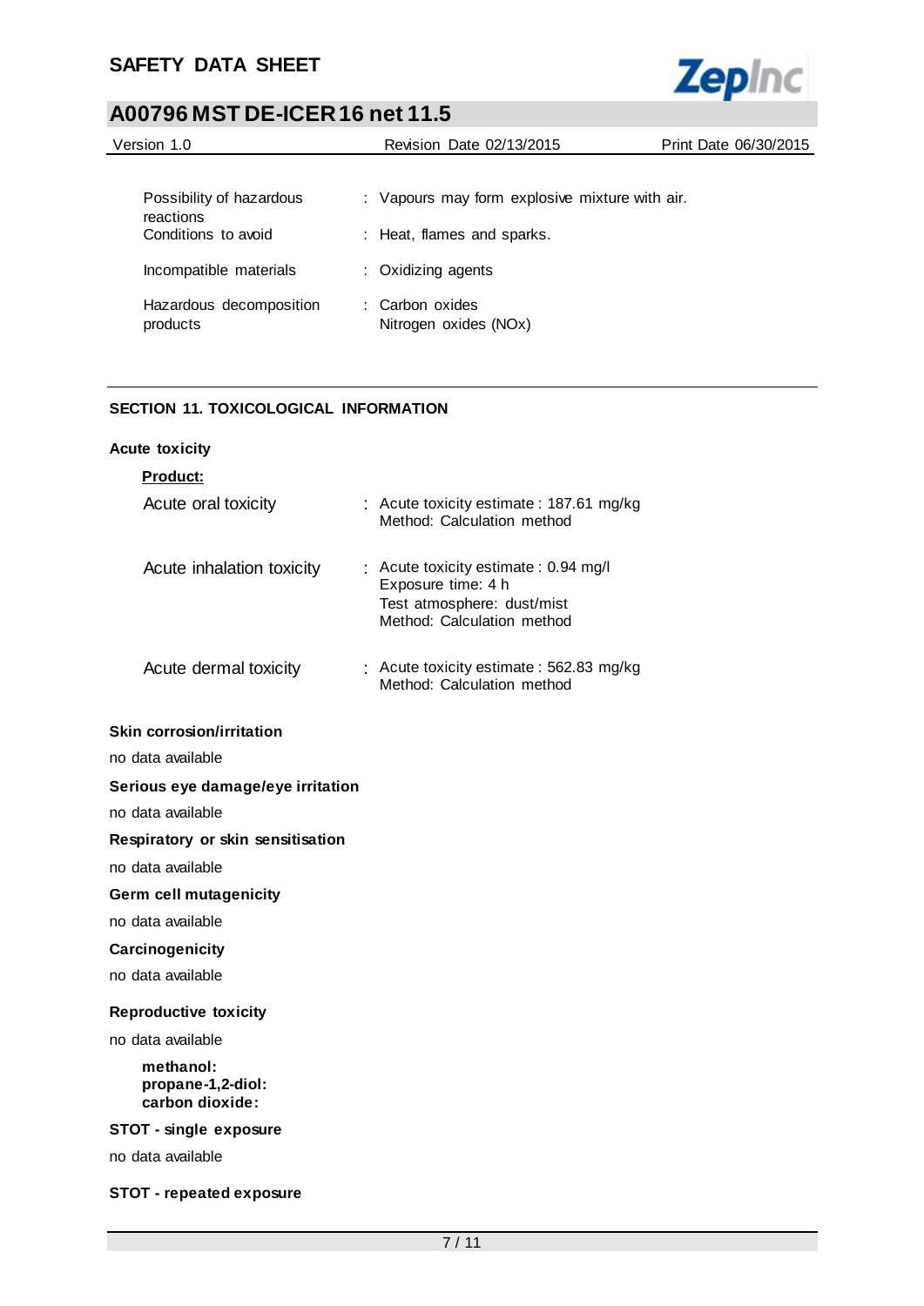| | |
|---|---|
| Possibility of hazardous reactions | : Vapours may form explosive mixture with air. |
| Conditions to avoid | : Heat, flames and sparks. |
| Incompatible materials | : Oxidizing agents |
| Hazardous decomposition products | : Carbon oxides<br>Nitrogen oxides (NOx) |

## SECTION 11. TOXICOLOGICAL INFORMATION

### Acute toxicity

**Product:**

| | |
|---|---|
| Acute oral toxicity | : Acute toxicity estimate : 187.61 mg/kg<br>Method: Calculation method |
| Acute inhalation toxicity | : Acute toxicity estimate : 0.94 mg/l<br>Exposure time: 4 h<br>Test atmosphere: dust/mist<br>Method: Calculation method |
| Acute dermal toxicity | : Acute toxicity estimate : 562.83 mg/kg<br>Method: Calculation method |

### Skin corrosion/irritation

no data available

### Serious eye damage/eye irritation

no data available

### Respiratory or skin sensitisation

no data available

### Germ cell mutagenicity

no data available

### Carcinogenicity

no data available

### Reproductive toxicity

no data available

**methanol:**
**propane-1,2-diol:**
**carbon dioxide:**

### STOT - single exposure

no data available

### STOT - repeated exposure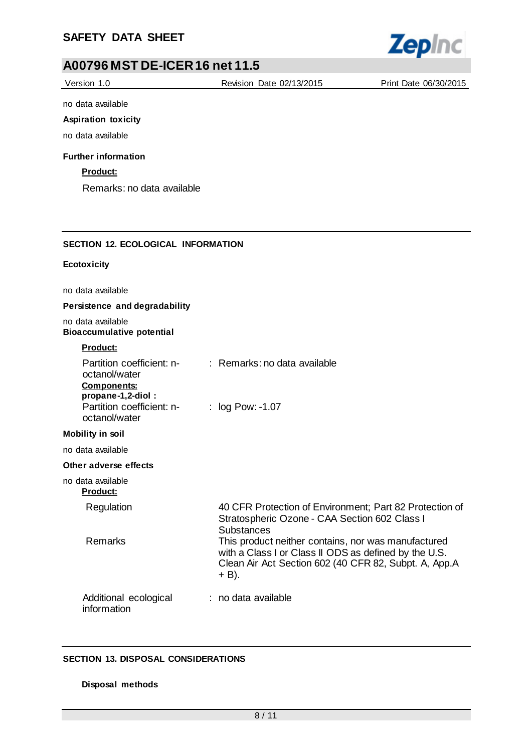no data available

**Aspiration toxicity**

no data available

**Further information**

**Product:**

Remarks: no data available

## SECTION 12. ECOLOGICAL INFORMATION

**Ecotoxicity**

no data available

**Persistence and degradability**

no data available

**Bioaccumulative potential**

**Product:**

Partition coefficient: n-octanol/water : Remarks: no data available

**Components:**

**propane-1,2-diol :**

Partition coefficient: n-octanol/water : log Pow: -1.07

**Mobility in soil**

no data available

**Other adverse effects**

no data available

**Product:**

| | |
|---|---|
| Regulation | 40 CFR Protection of Environment; Part 82 Protection of Stratospheric Ozone - CAA Section 602 Class I Substances |
| Remarks | This product neither contains, nor was manufactured with a Class I or Class II ODS as defined by the U.S. Clean Air Act Section 602 (40 CFR 82, Subpt. A, App.A + B). |

Additional ecological information : no data available

## SECTION 13. DISPOSAL CONSIDERATIONS

**Disposal methods**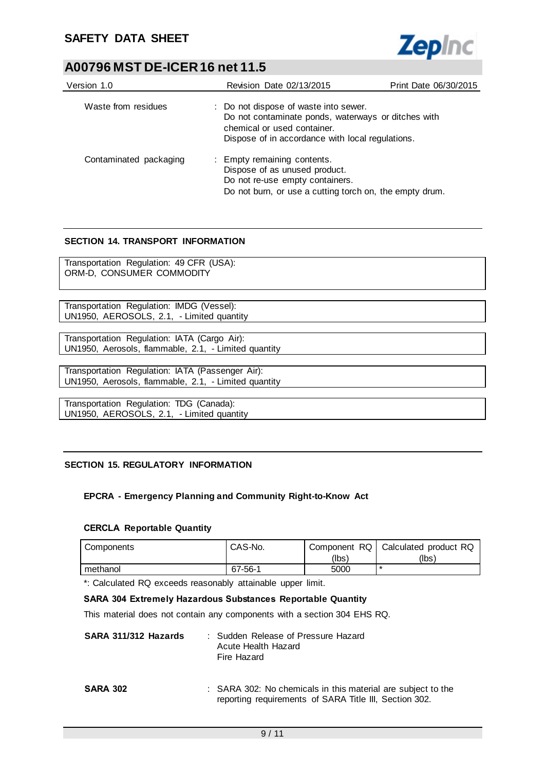Waste from residues : Do not dispose of waste into sewer.
Do not contaminate ponds, waterways or ditches with chemical or used container.
Dispose of in accordance with local regulations.

Contaminated packaging : Empty remaining contents.
Dispose of as unused product.
Do not re-use empty containers.
Do not burn, or use a cutting torch on, the empty drum.

## SECTION 14. TRANSPORT INFORMATION

Transportation Regulation: 49 CFR (USA):
ORM-D, CONSUMER COMMODITY

Transportation Regulation: IMDG (Vessel):
UN1950, AEROSOLS, 2.1, - Limited quantity

Transportation Regulation: IATA (Cargo Air):
UN1950, Aerosols, flammable, 2.1, - Limited quantity

Transportation Regulation: IATA (Passenger Air):
UN1950, Aerosols, flammable, 2.1, - Limited quantity

Transportation Regulation: TDG (Canada):
UN1950, AEROSOLS, 2.1, - Limited quantity

## SECTION 15. REGULATORY INFORMATION

### EPCRA - Emergency Planning and Community Right-to-Know Act

**CERCLA Reportable Quantity**

| Components | CAS-No. | Component RQ (lbs) | Calculated product RQ (lbs) |
|---|---|---|---|
| methanol | 67-56-1 | 5000 | * |

*: Calculated RQ exceeds reasonably attainable upper limit.

**SARA 304 Extremely Hazardous Substances Reportable Quantity**

This material does not contain any components with a section 304 EHS RQ.

**SARA 311/312 Hazards** : Sudden Release of Pressure Hazard
Acute Health Hazard
Fire Hazard

**SARA 302** : SARA 302: No chemicals in this material are subject to the reporting requirements of SARA Title III, Section 302.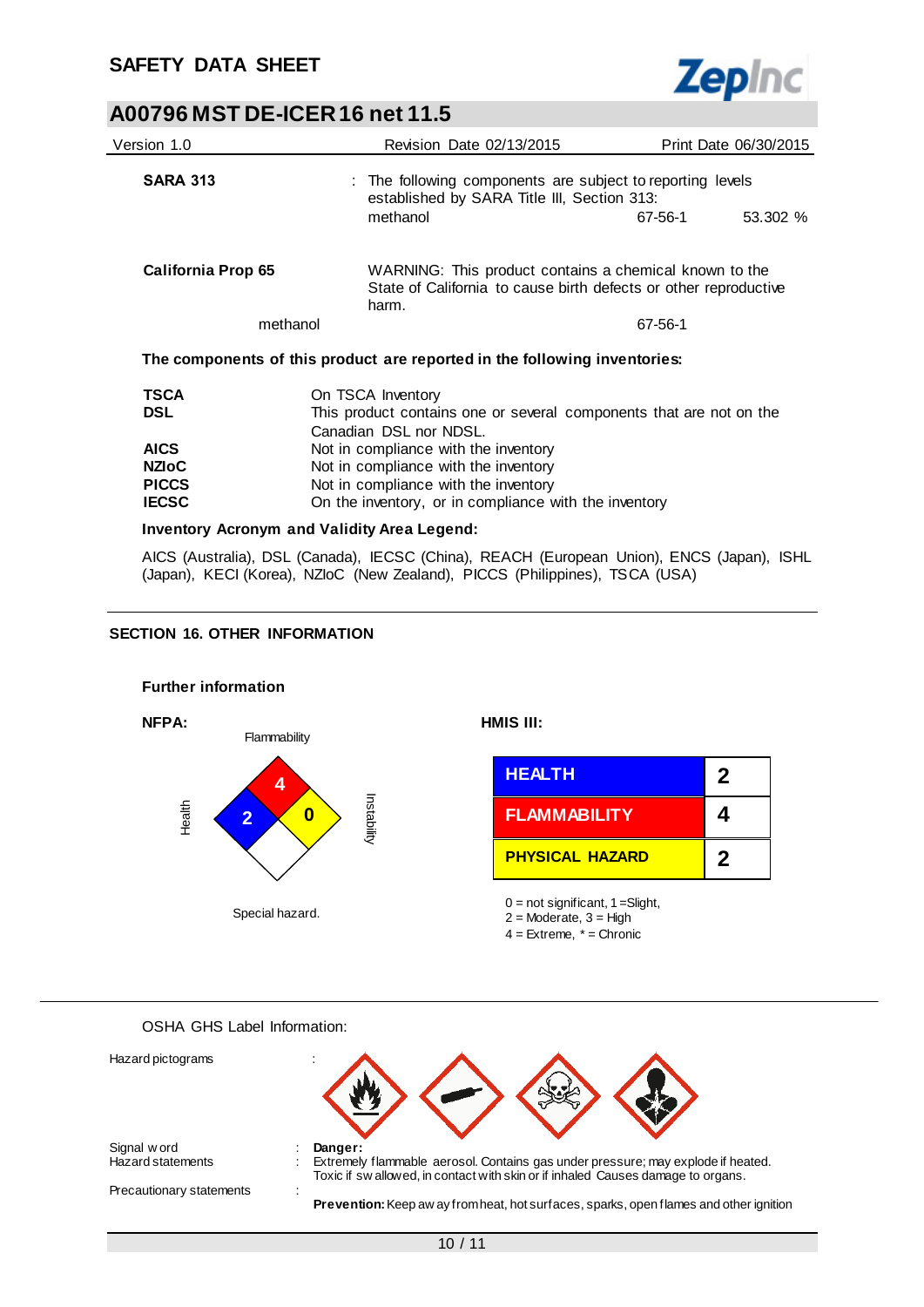| | | | |
|---|---|---|---|
| **SARA 313** | : The following components are subject to reporting levels established by SARA Title III, Section 313: | | |
| | methanol | 67-56-1 | 53.302 % |

| | | |
|---|---|---|
| **California Prop 65** | WARNING: This product contains a chemical known to the State of California to cause birth defects or other reproductive harm. | |
| methanol | | 67-56-1 |

**The components of this product are reported in the following inventories:**

| | |
|---|---|
| **TSCA** | On TSCA Inventory |
| **DSL** | This product contains one or several components that are not on the Canadian DSL nor NDSL. |
| **AICS** | Not in compliance with the inventory |
| **NZIoC** | Not in compliance with the inventory |
| **PICCS** | Not in compliance with the inventory |
| **IECSC** | On the inventory, or in compliance with the inventory |

**Inventory Acronym and Validity Area Legend:**

AICS (Australia), DSL (Canada), IECSC (China), REACH (European Union), ENCS (Japan), ISHL (Japan), KECI (Korea), NZIoC (New Zealand), PICCS (Philippines), TSCA (USA)

## SECTION 16. OTHER INFORMATION

### Further information

**NFPA:**

Flammability: 4
Health: 2
Instability: 0
Special hazard.

**HMIS III:**

| | |
|---|---|
| HEALTH | 2 |
| FLAMMABILITY | 4 |
| PHYSICAL HAZARD | 2 |

0 = not significant, 1 =Slight,
2 = Moderate, 3 = High
4 = Extreme, * = Chronic

OSHA GHS Label Information:

| | |
|---|---|
| Hazard pictograms | : |
| Signal word | : **Danger:** |
| Hazard statements | : Extremely flammable aerosol. Contains gas under pressure; may explode if heated. Toxic if swallowed, in contact with skin or if inhaled Causes damage to organs. |
| Precautionary statements | : |
| | **Prevention:** Keep away from heat, hot surfaces, sparks, open flames and other ignition |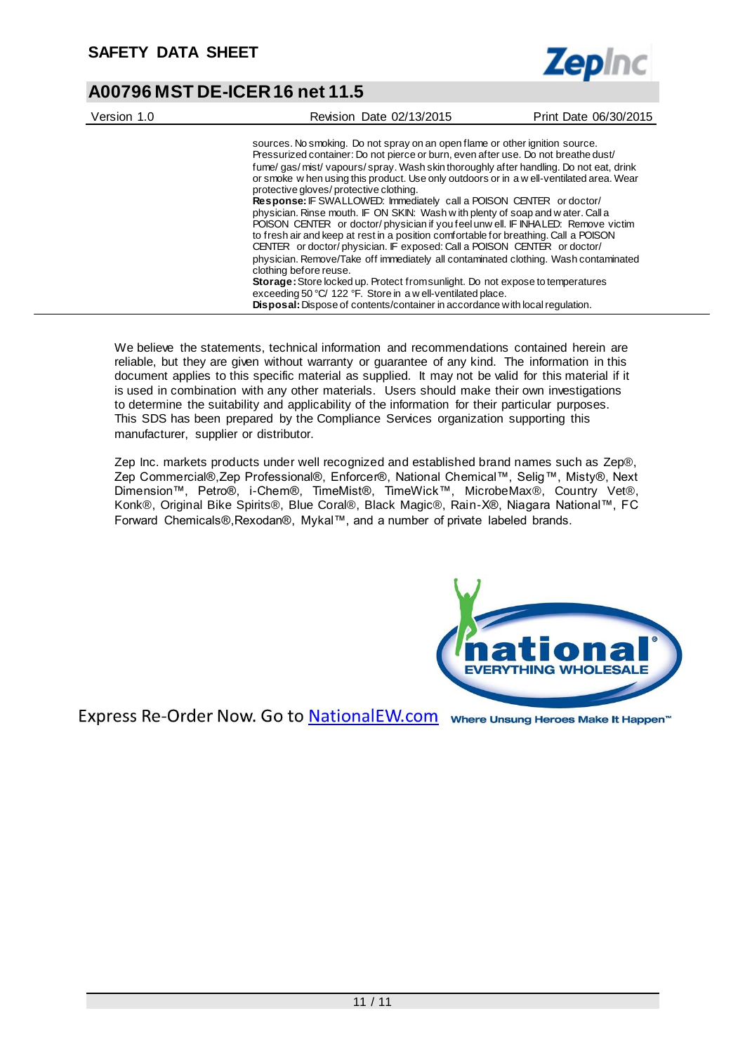sources. No smoking. Do not spray on an open flame or other ignition source. Pressurized container: Do not pierce or burn, even after use. Do not breathe dust/ fume/ gas/ mist/ vapours/ spray. Wash skin thoroughly after handling. Do not eat, drink or smoke when using this product. Use only outdoors or in a well-ventilated area. Wear protective gloves/ protective clothing.
**Response:** IF SWALLOWED: Immediately call a POISON CENTER or doctor/ physician. Rinse mouth. IF ON SKIN: Wash with plenty of soap and water. Call a POISON CENTER or doctor/ physician if you feel unwell. IF INHALED: Remove victim to fresh air and keep at rest in a position comfortable for breathing. Call a POISON CENTER or doctor/ physician. IF exposed: Call a POISON CENTER or doctor/ physician. Remove/Take off immediately all contaminated clothing. Wash contaminated clothing before reuse.
**Storage:** Store locked up. Protect from sunlight. Do not expose to temperatures exceeding 50 °C/ 122 °F. Store in a well-ventilated place.
**Disposal:** Dispose of contents/container in accordance with local regulation.

We believe the statements, technical information and recommendations contained herein are reliable, but they are given without warranty or guarantee of any kind. The information in this document applies to this specific material as supplied. It may not be valid for this material if it is used in combination with any other materials. Users should make their own investigations to determine the suitability and applicability of the information for their particular purposes. This SDS has been prepared by the Compliance Services organization supporting this manufacturer, supplier or distributor.

Zep Inc. markets products under well recognized and established brand names such as Zep®, Zep Commercial®, Zep Professional®, Enforcer®, National Chemical™, Selig™, Misty®, Next Dimension™, Petro®, i-Chem®, TimeMist®, TimeWick™, MicrobeMax®, Country Vet®, Konk®, Original Bike Spirits®, Blue Coral®, Black Magic®, Rain-X®, Niagara National™, FC Forward Chemicals®, Rexodan®, Mykal™, and a number of private labeled brands.

national® EVERYTHING WHOLESALE

Express Re-Order Now. Go to [NationalEW.com](NationalEW.com) Where Unsung Heroes Make It Happen™